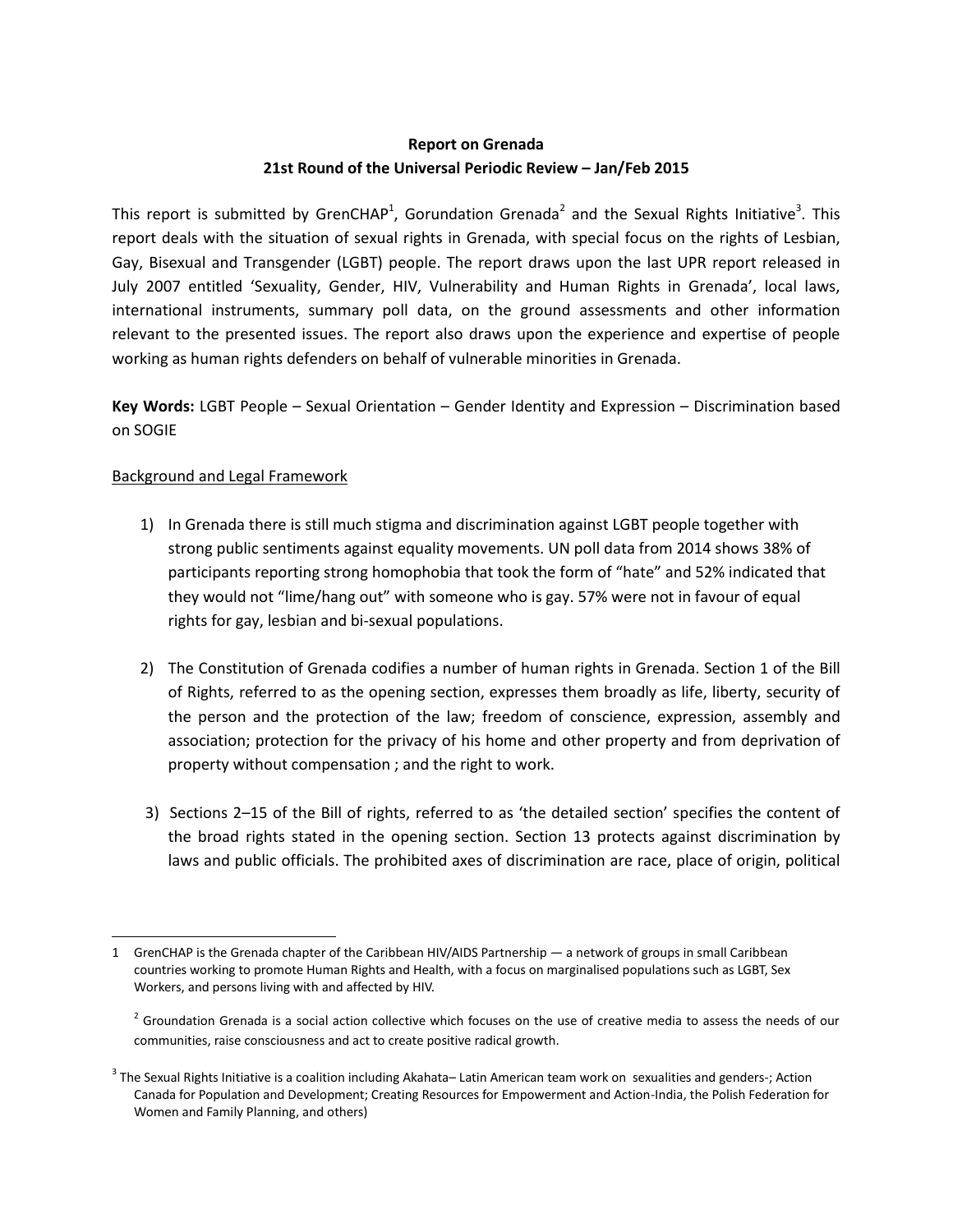**Report on Grenada**
**21st Round of the Universal Periodic Review – Jan/Feb 2015**

This report is submitted by GrenCHAP[1], Gorundation Grenada[2] and the Sexual Rights Initiative[3]. This report deals with the situation of sexual rights in Grenada, with special focus on the rights of Lesbian, Gay, Bisexual and Transgender (LGBT) people. The report draws upon the last UPR report released in July 2007 entitled 'Sexuality, Gender, HIV, Vulnerability and Human Rights in Grenada', local laws, international instruments, summary poll data, on the ground assessments and other information relevant to the presented issues. The report also draws upon the experience and expertise of people working as human rights defenders on behalf of vulnerable minorities in Grenada.

**Key Words:** LGBT People – Sexual Orientation – Gender Identity and Expression – Discrimination based on SOGIE

Background and Legal Framework

1) In Grenada there is still much stigma and discrimination against LGBT people together with strong public sentiments against equality movements. UN poll data from 2014 shows 38% of participants reporting strong homophobia that took the form of "hate" and 52% indicated that they would not "lime/hang out" with someone who is gay. 57% were not in favour of equal rights for gay, lesbian and bi-sexual populations.

2) The Constitution of Grenada codifies a number of human rights in Grenada. Section 1 of the Bill of Rights, referred to as the opening section, expresses them broadly as life, liberty, security of the person and the protection of the law; freedom of conscience, expression, assembly and association; protection for the privacy of his home and other property and from deprivation of property without compensation ; and the right to work.

3) Sections 2–15 of the Bill of rights, referred to as 'the detailed section' specifies the content of the broad rights stated in the opening section. Section 13 protects against discrimination by laws and public officials. The prohibited axes of discrimination are race, place of origin, political

---

1 GrenCHAP is the Grenada chapter of the Caribbean HIV/AIDS Partnership — a network of groups in small Caribbean countries working to promote Human Rights and Health, with a focus on marginalised populations such as LGBT, Sex Workers, and persons living with and affected by HIV.

2 Groundation Grenada is a social action collective which focuses on the use of creative media to assess the needs of our communities, raise consciousness and act to create positive radical growth.

3 The Sexual Rights Initiative is a coalition including Akahata– Latin American team work on sexualities and genders-; Action Canada for Population and Development; Creating Resources for Empowerment and Action-India, the Polish Federation for Women and Family Planning, and others)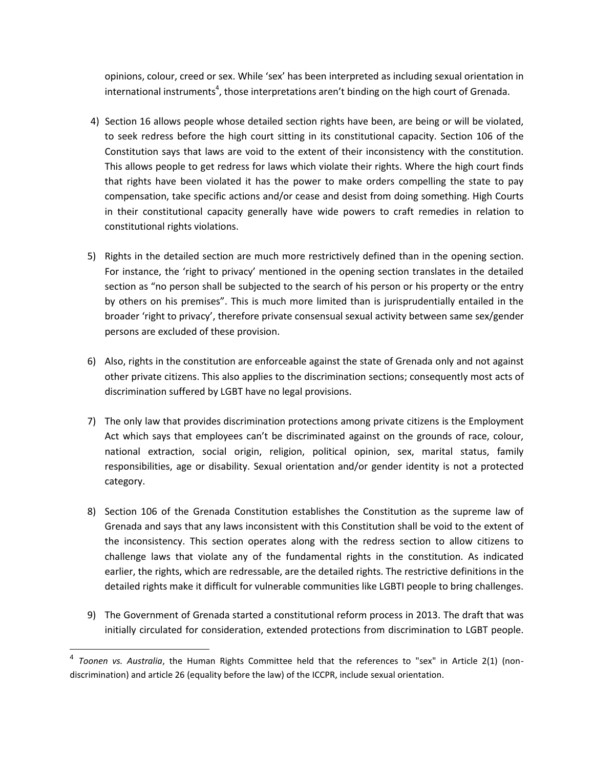opinions, colour, creed or sex. While 'sex' has been interpreted as including sexual orientation in international instruments[4], those interpretations aren't binding on the high court of Grenada.

4) Section 16 allows people whose detailed section rights have been, are being or will be violated, to seek redress before the high court sitting in its constitutional capacity. Section 106 of the Constitution says that laws are void to the extent of their inconsistency with the constitution. This allows people to get redress for laws which violate their rights. Where the high court finds that rights have been violated it has the power to make orders compelling the state to pay compensation, take specific actions and/or cease and desist from doing something. High Courts in their constitutional capacity generally have wide powers to craft remedies in relation to constitutional rights violations.

5) Rights in the detailed section are much more restrictively defined than in the opening section. For instance, the 'right to privacy' mentioned in the opening section translates in the detailed section as "no person shall be subjected to the search of his person or his property or the entry by others on his premises". This is much more limited than is jurisprudentially entailed in the broader 'right to privacy', therefore private consensual sexual activity between same sex/gender persons are excluded of these provision.

6) Also, rights in the constitution are enforceable against the state of Grenada only and not against other private citizens. This also applies to the discrimination sections; consequently most acts of discrimination suffered by LGBT have no legal provisions.

7) The only law that provides discrimination protections among private citizens is the Employment Act which says that employees can't be discriminated against on the grounds of race, colour, national extraction, social origin, religion, political opinion, sex, marital status, family responsibilities, age or disability. Sexual orientation and/or gender identity is not a protected category.

8) Section 106 of the Grenada Constitution establishes the Constitution as the supreme law of Grenada and says that any laws inconsistent with this Constitution shall be void to the extent of the inconsistency. This section operates along with the redress section to allow citizens to challenge laws that violate any of the fundamental rights in the constitution. As indicated earlier, the rights, which are redressable, are the detailed rights. The restrictive definitions in the detailed rights make it difficult for vulnerable communities like LGBTI people to bring challenges.

9) The Government of Grenada started a constitutional reform process in 2013. The draft that was initially circulated for consideration, extended protections from discrimination to LGBT people.

---

[4] *Toonen vs. Australia*, the Human Rights Committee held that the references to "sex" in Article 2(1) (non-discrimination) and article 26 (equality before the law) of the ICCPR, include sexual orientation.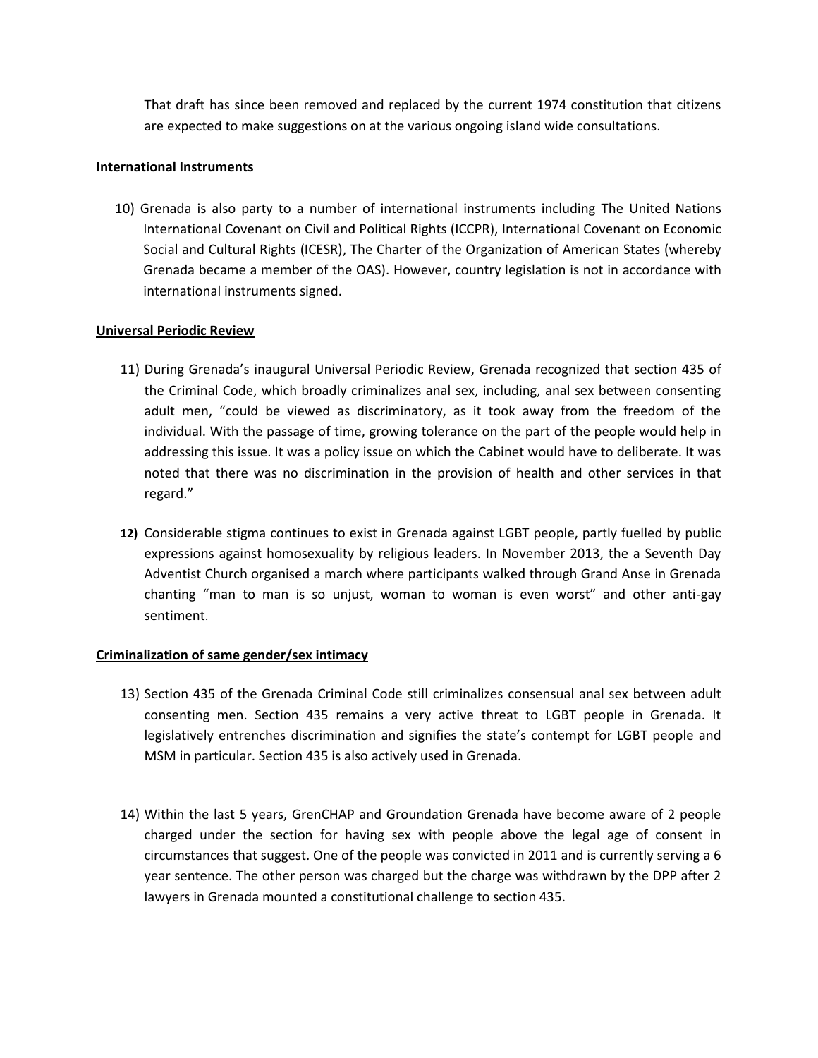That draft has since been removed and replaced by the current 1974 constitution that citizens are expected to make suggestions on at the various ongoing island wide consultations.

**International Instruments**

10) Grenada is also party to a number of international instruments including The United Nations International Covenant on Civil and Political Rights (ICCPR), International Covenant on Economic Social and Cultural Rights (ICESR), The Charter of the Organization of American States (whereby Grenada became a member of the OAS). However, country legislation is not in accordance with international instruments signed.

**Universal Periodic Review**

11) During Grenada's inaugural Universal Periodic Review, Grenada recognized that section 435 of the Criminal Code, which broadly criminalizes anal sex, including, anal sex between consenting adult men, "could be viewed as discriminatory, as it took away from the freedom of the individual. With the passage of time, growing tolerance on the part of the people would help in addressing this issue. It was a policy issue on which the Cabinet would have to deliberate. It was noted that there was no discrimination in the provision of health and other services in that regard."

**12)** Considerable stigma continues to exist in Grenada against LGBT people, partly fuelled by public expressions against homosexuality by religious leaders. In November 2013, the a Seventh Day Adventist Church organised a march where participants walked through Grand Anse in Grenada chanting "man to man is so unjust, woman to woman is even worst" and other anti-gay sentiment.

**Criminalization of same gender/sex intimacy**

13) Section 435 of the Grenada Criminal Code still criminalizes consensual anal sex between adult consenting men. Section 435 remains a very active threat to LGBT people in Grenada. It legislatively entrenches discrimination and signifies the state's contempt for LGBT people and MSM in particular. Section 435 is also actively used in Grenada.

14) Within the last 5 years, GrenCHAP and Groundation Grenada have become aware of 2 people charged under the section for having sex with people above the legal age of consent in circumstances that suggest. One of the people was convicted in 2011 and is currently serving a 6 year sentence. The other person was charged but the charge was withdrawn by the DPP after 2 lawyers in Grenada mounted a constitutional challenge to section 435.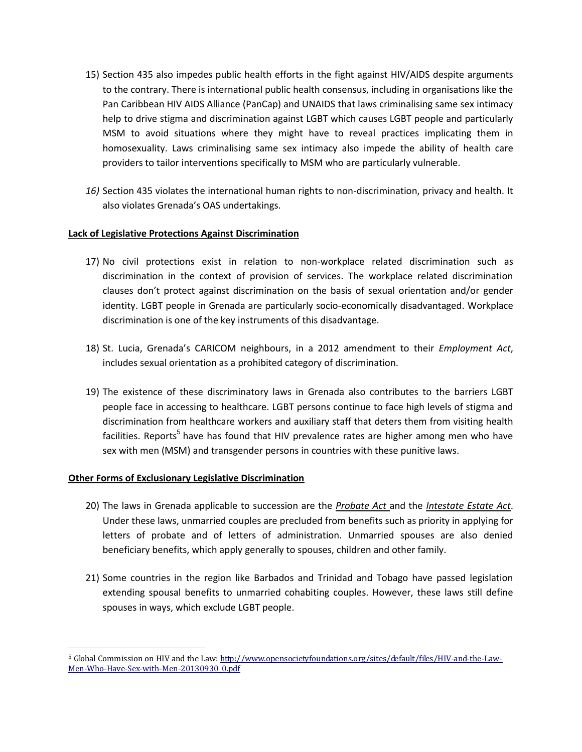15) Section 435 also impedes public health efforts in the fight against HIV/AIDS despite arguments to the contrary. There is international public health consensus, including in organisations like the Pan Caribbean HIV AIDS Alliance (PanCap) and UNAIDS that laws criminalising same sex intimacy help to drive stigma and discrimination against LGBT which causes LGBT people and particularly MSM to avoid situations where they might have to reveal practices implicating them in homosexuality. Laws criminalising same sex intimacy also impede the ability of health care providers to tailor interventions specifically to MSM who are particularly vulnerable.

*16)* Section 435 violates the international human rights to non-discrimination, privacy and health. It also violates Grenada's OAS undertakings.

**Lack of Legislative Protections Against Discrimination**

17) No civil protections exist in relation to non-workplace related discrimination such as discrimination in the context of provision of services. The workplace related discrimination clauses don't protect against discrimination on the basis of sexual orientation and/or gender identity. LGBT people in Grenada are particularly socio-economically disadvantaged. Workplace discrimination is one of the key instruments of this disadvantage.

18) St. Lucia, Grenada's CARICOM neighbours, in a 2012 amendment to their *Employment Act*, includes sexual orientation as a prohibited category of discrimination.

19) The existence of these discriminatory laws in Grenada also contributes to the barriers LGBT people face in accessing to healthcare. LGBT persons continue to face high levels of stigma and discrimination from healthcare workers and auxiliary staff that deters them from visiting health facilities. Reports[5] have has found that HIV prevalence rates are higher among men who have sex with men (MSM) and transgender persons in countries with these punitive laws.

**Other Forms of Exclusionary Legislative Discrimination**

20) The laws in Grenada applicable to succession are the *Probate Act* and the *Intestate Estate Act*. Under these laws, unmarried couples are precluded from benefits such as priority in applying for letters of probate and of letters of administration. Unmarried spouses are also denied beneficiary benefits, which apply generally to spouses, children and other family.

21) Some countries in the region like Barbados and Trinidad and Tobago have passed legislation extending spousal benefits to unmarried cohabiting couples. However, these laws still define spouses in ways, which exclude LGBT people.

---

[5] Global Commission on HIV and the Law: http://www.opensocietyfoundations.org/sites/default/files/HIV-and-the-Law-Men-Who-Have-Sex-with-Men-20130930_0.pdf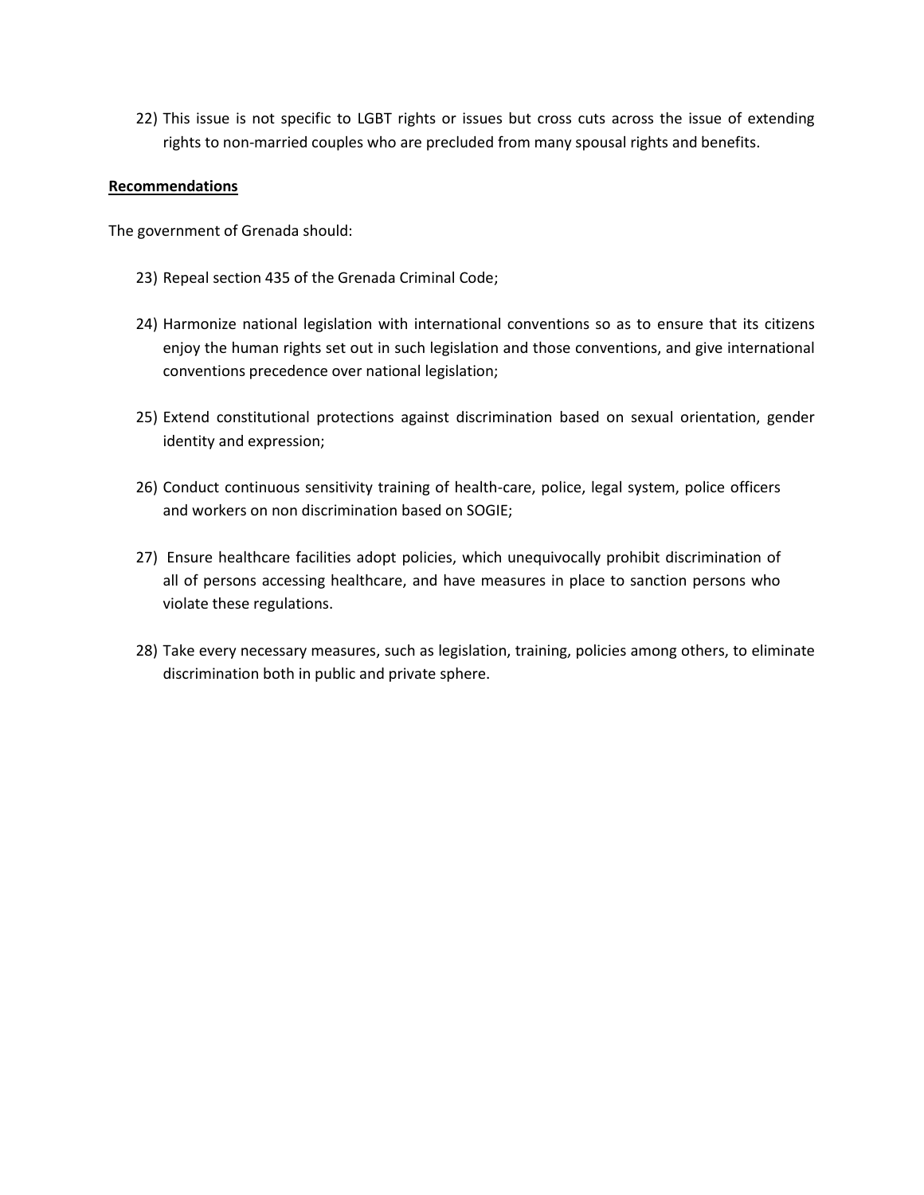22) This issue is not specific to LGBT rights or issues but cross cuts across the issue of extending rights to non-married couples who are precluded from many spousal rights and benefits.

**Recommendations**

The government of Grenada should:

23) Repeal section 435 of the Grenada Criminal Code;

24) Harmonize national legislation with international conventions so as to ensure that its citizens enjoy the human rights set out in such legislation and those conventions, and give international conventions precedence over national legislation;

25) Extend constitutional protections against discrimination based on sexual orientation, gender identity and expression;

26) Conduct continuous sensitivity training of health-care, police, legal system, police officers and workers on non discrimination based on SOGIE;

27) Ensure healthcare facilities adopt policies, which unequivocally prohibit discrimination of all of persons accessing healthcare, and have measures in place to sanction persons who violate these regulations.

28) Take every necessary measures, such as legislation, training, policies among others, to eliminate discrimination both in public and private sphere.